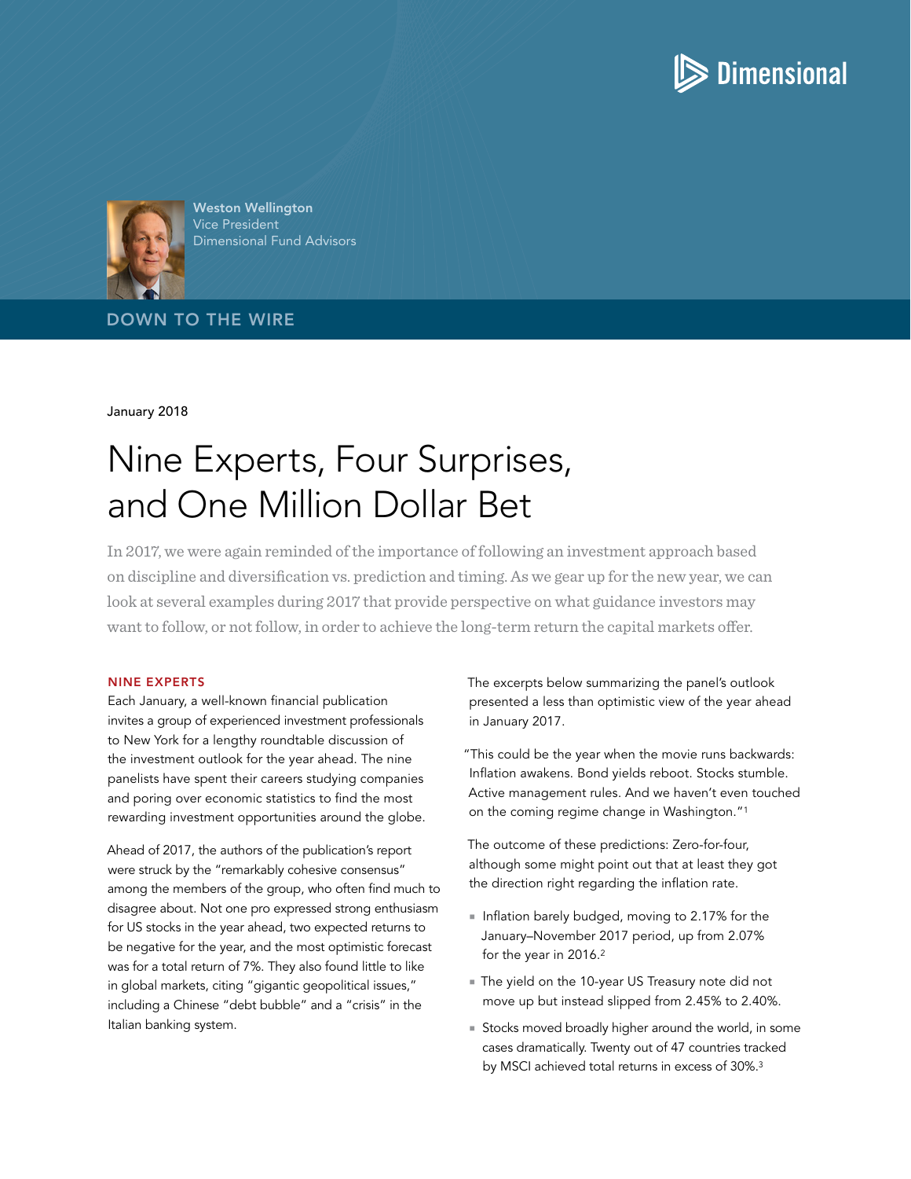Dimensional

**Weston Wellington**
Vice President
Dimensional Fund Advisors

DOWN TO THE WIRE

January 2018

# Nine Experts, Four Surprises, and One Million Dollar Bet

In 2017, we were again reminded of the importance of following an investment approach based on discipline and diversification vs. prediction and timing. As we gear up for the new year, we can look at several examples during 2017 that provide perspective on what guidance investors may want to follow, or not follow, in order to achieve the long-term return the capital markets offer.

## NINE EXPERTS

Each January, a well-known financial publication invites a group of experienced investment professionals to New York for a lengthy roundtable discussion of the investment outlook for the year ahead. The nine panelists have spent their careers studying companies and poring over economic statistics to find the most rewarding investment opportunities around the globe.

Ahead of 2017, the authors of the publication's report were struck by the "remarkably cohesive consensus" among the members of the group, who often find much to disagree about. Not one pro expressed strong enthusiasm for US stocks in the year ahead, two expected returns to be negative for the year, and the most optimistic forecast was for a total return of 7%. They also found little to like in global markets, citing "gigantic geopolitical issues," including a Chinese "debt bubble" and a "crisis" in the Italian banking system.

The excerpts below summarizing the panel's outlook presented a less than optimistic view of the year ahead in January 2017.

"This could be the year when the movie runs backwards: Inflation awakens. Bond yields reboot. Stocks stumble. Active management rules. And we haven't even touched on the coming regime change in Washington."[1]

The outcome of these predictions: Zero-for-four, although some might point out that at least they got the direction right regarding the inflation rate.

- Inflation barely budged, moving to 2.17% for the January–November 2017 period, up from 2.07% for the year in 2016.[2]
- The yield on the 10-year US Treasury note did not move up but instead slipped from 2.45% to 2.40%.
- Stocks moved broadly higher around the world, in some cases dramatically. Twenty out of 47 countries tracked by MSCI achieved total returns in excess of 30%.[3]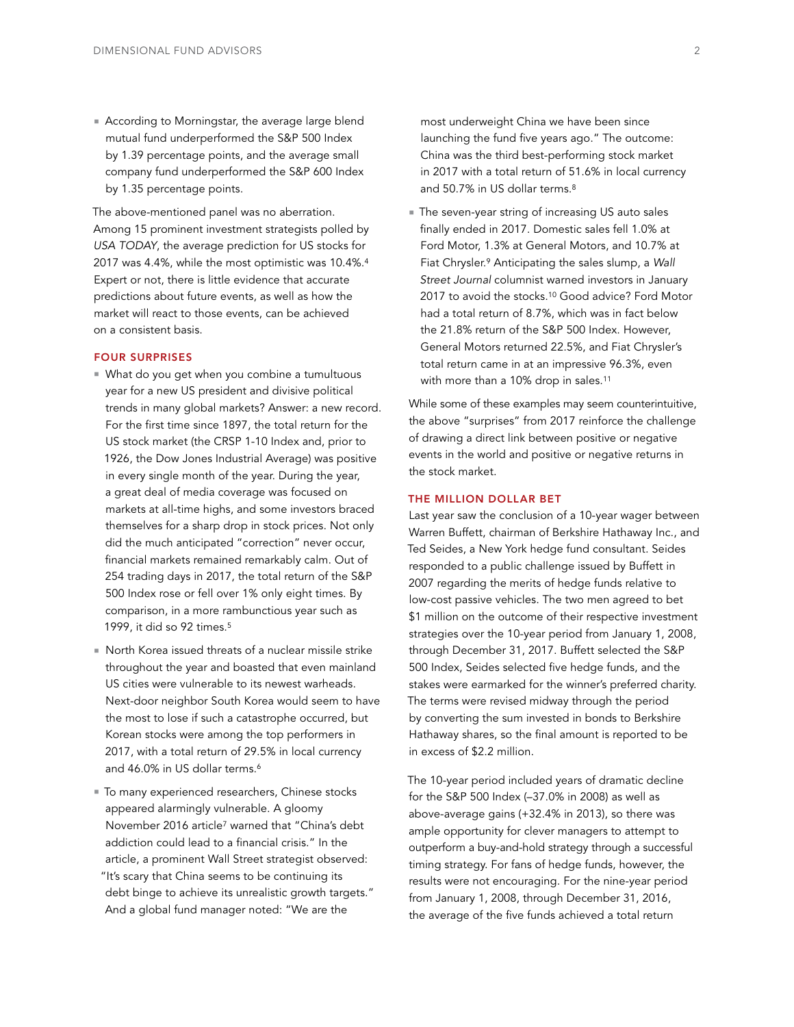- According to Morningstar, the average large blend mutual fund underperformed the S&P 500 Index by 1.39 percentage points, and the average small company fund underperformed the S&P 600 Index by 1.35 percentage points.

The above-mentioned panel was no aberration. Among 15 prominent investment strategists polled by *USA TODAY*, the average prediction for US stocks for 2017 was 4.4%, while the most optimistic was 10.4%.[4] Expert or not, there is little evidence that accurate predictions about future events, as well as how the market will react to those events, can be achieved on a consistent basis.

## FOUR SURPRISES

- What do you get when you combine a tumultuous year for a new US president and divisive political trends in many global markets? Answer: a new record. For the first time since 1897, the total return for the US stock market (the CRSP 1-10 Index and, prior to 1926, the Dow Jones Industrial Average) was positive in every single month of the year. During the year, a great deal of media coverage was focused on markets at all-time highs, and some investors braced themselves for a sharp drop in stock prices. Not only did the much anticipated "correction" never occur, financial markets remained remarkably calm. Out of 254 trading days in 2017, the total return of the S&P 500 Index rose or fell over 1% only eight times. By comparison, in a more rambunctious year such as 1999, it did so 92 times.[5]
- North Korea issued threats of a nuclear missile strike throughout the year and boasted that even mainland US cities were vulnerable to its newest warheads. Next-door neighbor South Korea would seem to have the most to lose if such a catastrophe occurred, but Korean stocks were among the top performers in 2017, with a total return of 29.5% in local currency and 46.0% in US dollar terms.[6]
- To many experienced researchers, Chinese stocks appeared alarmingly vulnerable. A gloomy November 2016 article[7] warned that "China's debt addiction could lead to a financial crisis." In the article, a prominent Wall Street strategist observed: "It's scary that China seems to be continuing its debt binge to achieve its unrealistic growth targets." And a global fund manager noted: "We are the most underweight China we have been since launching the fund five years ago." The outcome: China was the third best-performing stock market in 2017 with a total return of 51.6% in local currency and 50.7% in US dollar terms.[8]
- The seven-year string of increasing US auto sales finally ended in 2017. Domestic sales fell 1.0% at Ford Motor, 1.3% at General Motors, and 10.7% at Fiat Chrysler.[9] Anticipating the sales slump, a *Wall Street Journal* columnist warned investors in January 2017 to avoid the stocks.[10] Good advice? Ford Motor had a total return of 8.7%, which was in fact below the 21.8% return of the S&P 500 Index. However, General Motors returned 22.5%, and Fiat Chrysler's total return came in at an impressive 96.3%, even with more than a 10% drop in sales.[11]

While some of these examples may seem counterintuitive, the above "surprises" from 2017 reinforce the challenge of drawing a direct link between positive or negative events in the world and positive or negative returns in the stock market.

## THE MILLION DOLLAR BET

Last year saw the conclusion of a 10-year wager between Warren Buffett, chairman of Berkshire Hathaway Inc., and Ted Seides, a New York hedge fund consultant. Seides responded to a public challenge issued by Buffett in 2007 regarding the merits of hedge funds relative to low-cost passive vehicles. The two men agreed to bet $1 million on the outcome of their respective investment strategies over the 10-year period from January 1, 2008, through December 31, 2017. Buffett selected the S&P 500 Index, Seides selected five hedge funds, and the stakes were earmarked for the winner's preferred charity. The terms were revised midway through the period by converting the sum invested in bonds to Berkshire Hathaway shares, so the final amount is reported to be in excess of $2.2 million.

The 10-year period included years of dramatic decline for the S&P 500 Index (–37.0% in 2008) as well as above-average gains (+32.4% in 2013), so there was ample opportunity for clever managers to attempt to outperform a buy-and-hold strategy through a successful timing strategy. For fans of hedge funds, however, the results were not encouraging. For the nine-year period from January 1, 2008, through December 31, 2016, the average of the five funds achieved a total return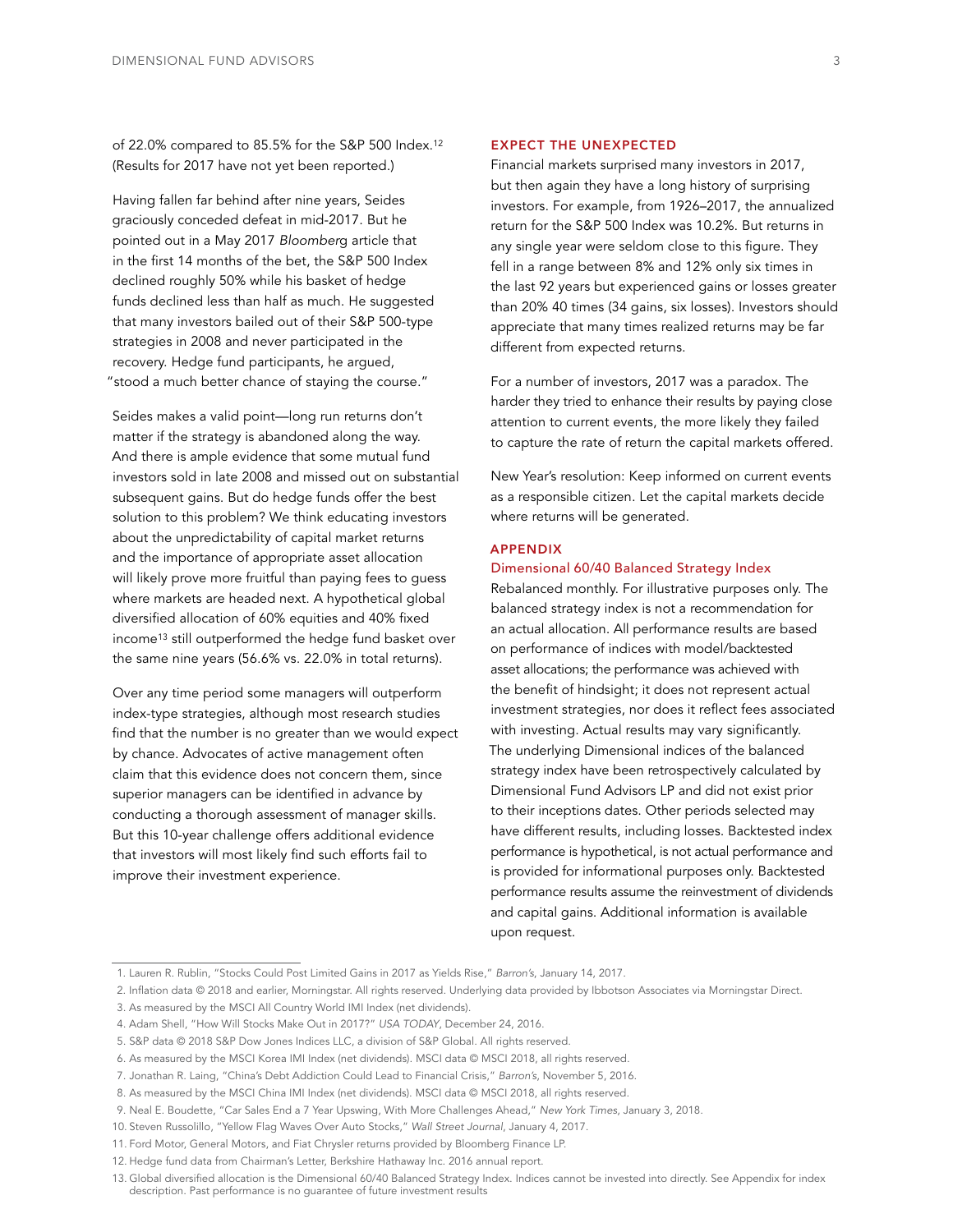of 22.0% compared to 85.5% for the S&P 500 Index.[12] (Results for 2017 have not yet been reported.)

Having fallen far behind after nine years, Seides graciously conceded defeat in mid-2017. But he pointed out in a May 2017 *Bloomberg* article that in the first 14 months of the bet, the S&P 500 Index declined roughly 50% while his basket of hedge funds declined less than half as much. He suggested that many investors bailed out of their S&P 500-type strategies in 2008 and never participated in the recovery. Hedge fund participants, he argued, "stood a much better chance of staying the course."

Seides makes a valid point—long run returns don't matter if the strategy is abandoned along the way. And there is ample evidence that some mutual fund investors sold in late 2008 and missed out on substantial subsequent gains. But do hedge funds offer the best solution to this problem? We think educating investors about the unpredictability of capital market returns and the importance of appropriate asset allocation will likely prove more fruitful than paying fees to guess where markets are headed next. A hypothetical global diversified allocation of 60% equities and 40% fixed income[13] still outperformed the hedge fund basket over the same nine years (56.6% vs. 22.0% in total returns).

Over any time period some managers will outperform index-type strategies, although most research studies find that the number is no greater than we would expect by chance. Advocates of active management often claim that this evidence does not concern them, since superior managers can be identified in advance by conducting a thorough assessment of manager skills. But this 10-year challenge offers additional evidence that investors will most likely find such efforts fail to improve their investment experience.

## EXPECT THE UNEXPECTED

Financial markets surprised many investors in 2017, but then again they have a long history of surprising investors. For example, from 1926–2017, the annualized return for the S&P 500 Index was 10.2%. But returns in any single year were seldom close to this figure. They fell in a range between 8% and 12% only six times in the last 92 years but experienced gains or losses greater than 20% 40 times (34 gains, six losses). Investors should appreciate that many times realized returns may be far different from expected returns.

For a number of investors, 2017 was a paradox. The harder they tried to enhance their results by paying close attention to current events, the more likely they failed to capture the rate of return the capital markets offered.

New Year's resolution: Keep informed on current events as a responsible citizen. Let the capital markets decide where returns will be generated.

## APPENDIX

### Dimensional 60/40 Balanced Strategy Index

Rebalanced monthly. For illustrative purposes only. The balanced strategy index is not a recommendation for an actual allocation. All performance results are based on performance of indices with model/backtested asset allocations; the performance was achieved with the benefit of hindsight; it does not represent actual investment strategies, nor does it reflect fees associated with investing. Actual results may vary significantly. The underlying Dimensional indices of the balanced strategy index have been retrospectively calculated by Dimensional Fund Advisors LP and did not exist prior to their inceptions dates. Other periods selected may have different results, including losses. Backtested index performance is hypothetical, is not actual performance and is provided for informational purposes only. Backtested performance results assume the reinvestment of dividends and capital gains. Additional information is available upon request.

---

1. Lauren R. Rublin, "Stocks Could Post Limited Gains in 2017 as Yields Rise," *Barron's*, January 14, 2017.
2. Inflation data © 2018 and earlier, Morningstar. All rights reserved. Underlying data provided by Ibbotson Associates via Morningstar Direct.
3. As measured by the MSCI All Country World IMI Index (net dividends).
4. Adam Shell, "How Will Stocks Make Out in 2017?" *USA TODAY*, December 24, 2016.
5. S&P data © 2018 S&P Dow Jones Indices LLC, a division of S&P Global. All rights reserved.
6. As measured by the MSCI Korea IMI Index (net dividends). MSCI data © MSCI 2018, all rights reserved.
7. Jonathan R. Laing, "China's Debt Addiction Could Lead to Financial Crisis," *Barron's*, November 5, 2016.
8. As measured by the MSCI China IMI Index (net dividends). MSCI data © MSCI 2018, all rights reserved.
9. Neal E. Boudette, "Car Sales End a 7 Year Upswing, With More Challenges Ahead," *New York Times*, January 3, 2018.
10. Steven Russolillo, "Yellow Flag Waves Over Auto Stocks," *Wall Street Journal*, January 4, 2017.
11. Ford Motor, General Motors, and Fiat Chrysler returns provided by Bloomberg Finance LP.
12. Hedge fund data from Chairman's Letter, Berkshire Hathaway Inc. 2016 annual report.
13. Global diversified allocation is the Dimensional 60/40 Balanced Strategy Index. Indices cannot be invested into directly. See Appendix for index description. Past performance is no guarantee of future investment results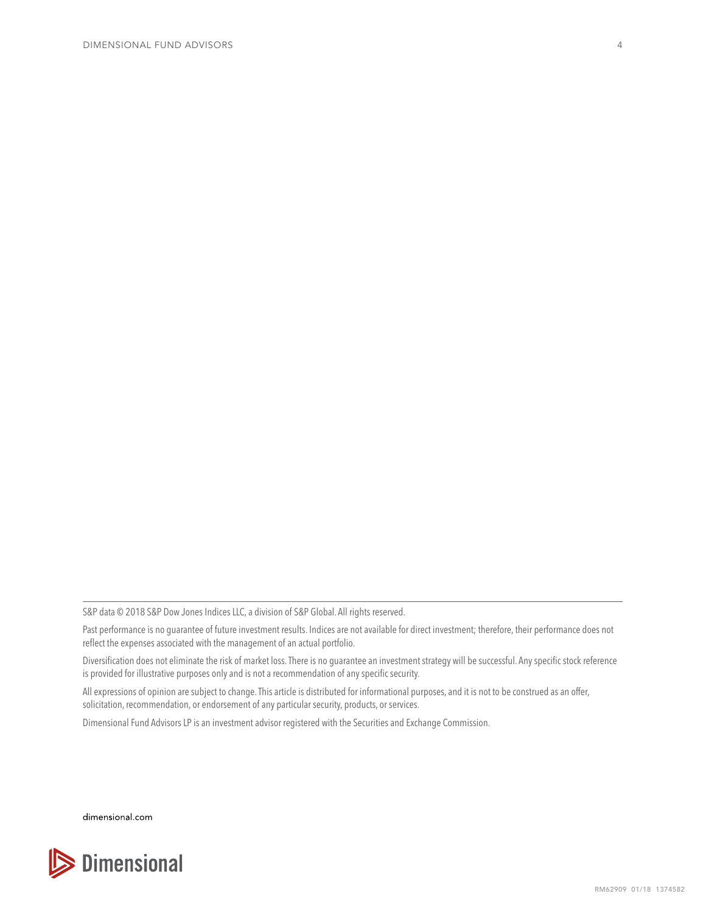S&P data © 2018 S&P Dow Jones Indices LLC, a division of S&P Global. All rights reserved.

Past performance is no guarantee of future investment results. Indices are not available for direct investment; therefore, their performance does not reflect the expenses associated with the management of an actual portfolio.

Diversification does not eliminate the risk of market loss. There is no guarantee an investment strategy will be successful. Any specific stock reference is provided for illustrative purposes only and is not a recommendation of any specific security.

All expressions of opinion are subject to change. This article is distributed for informational purposes, and it is not to be construed as an offer, solicitation, recommendation, or endorsement of any particular security, products, or services.

Dimensional Fund Advisors LP is an investment advisor registered with the Securities and Exchange Commission.

dimensional.com

Dimensional

RM62909 01/18 1374582